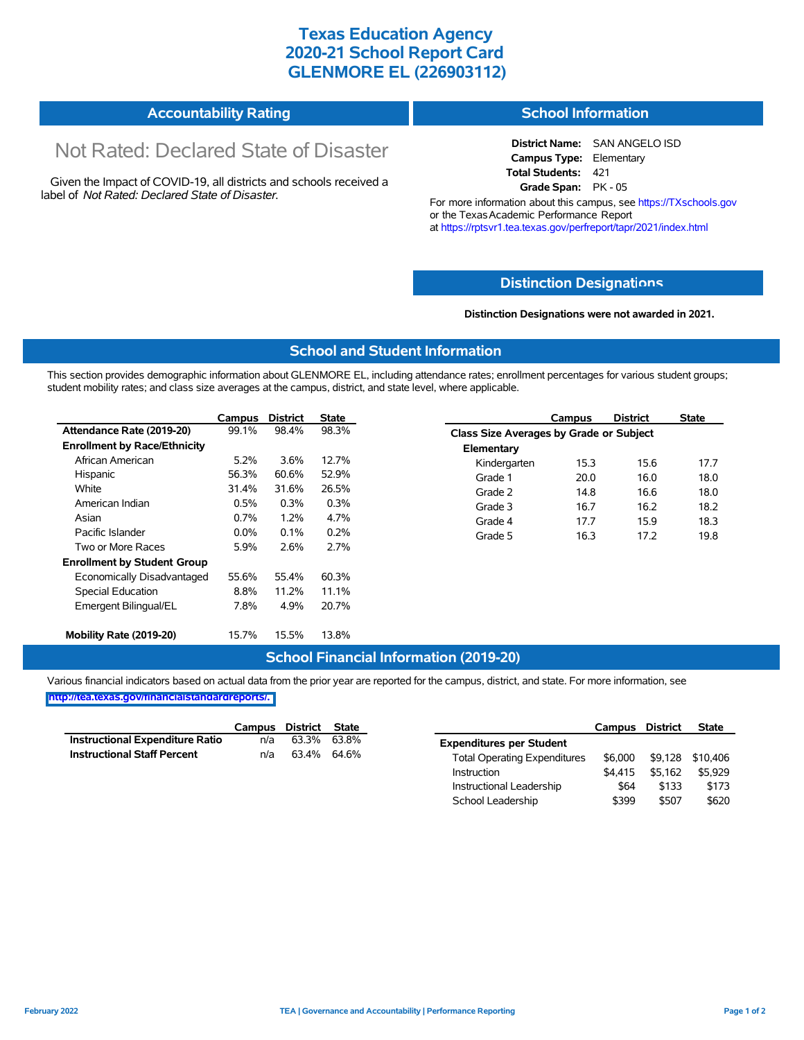# Texas Education Agency
# 2020-21 School Report Card
# GLENMORE EL (226903112)

## Accountability Rating

Not Rated: Declared State of Disaster

Given the Impact of COVID-19, all districts and schools received a label of *Not Rated: Declared State of Disaster*.

## School Information

**District Name:** SAN ANGELO ISD
**Campus Type:** Elementary
**Total Students:** 421
**Grade Span:** PK - 05

For more information about this campus, see https://TXschools.gov or the Texas Academic Performance Report at https://rptsvr1.tea.texas.gov/perfreport/tapr/2021/index.html

## Distinction Designations

**Distinction Designations were not awarded in 2021.**

## School and Student Information

This section provides demographic information about GLENMORE EL, including attendance rates; enrollment percentages for various student groups; student mobility rates; and class size averages at the campus, district, and state level, where applicable.

| | Campus | District | State |
|---|---|---|---|
| **Attendance Rate (2019-20)** | 99.1% | 98.4% | 98.3% |
| **Enrollment by Race/Ethnicity** | | | |
| African American | 5.2% | 3.6% | 12.7% |
| Hispanic | 56.3% | 60.6% | 52.9% |
| White | 31.4% | 31.6% | 26.5% |
| American Indian | 0.5% | 0.3% | 0.3% |
| Asian | 0.7% | 1.2% | 4.7% |
| Pacific Islander | 0.0% | 0.1% | 0.2% |
| Two or More Races | 5.9% | 2.6% | 2.7% |
| **Enrollment by Student Group** | | | |
| Economically Disadvantaged | 55.6% | 55.4% | 60.3% |
| Special Education | 8.8% | 11.2% | 11.1% |
| Emergent Bilingual/EL | 7.8% | 4.9% | 20.7% |
| **Mobility Rate (2019-20)** | 15.7% | 15.5% | 13.8% |

| | Campus | District | State |
|---|---|---|---|
| **Class Size Averages by Grade or Subject** | | | |
| **Elementary** | | | |
| Kindergarten | 15.3 | 15.6 | 17.7 |
| Grade 1 | 20.0 | 16.0 | 18.0 |
| Grade 2 | 14.8 | 16.6 | 18.0 |
| Grade 3 | 16.7 | 16.2 | 18.2 |
| Grade 4 | 17.7 | 15.9 | 18.3 |
| Grade 5 | 16.3 | 17.2 | 19.8 |

## School Financial Information (2019-20)

Various financial indicators based on actual data from the prior year are reported for the campus, district, and state. For more information, see http://tea.texas.gov/financialstandardreports/.

| | Campus | District | State |
|---|---|---|---|
| **Instructional Expenditure Ratio** | n/a | 63.3% | 63.8% |
| **Instructional Staff Percent** | n/a | 63.4% | 64.6% |

| | Campus | District | State |
|---|---|---|---|
| **Expenditures per Student** | | | |
| Total Operating Expenditures | $6,000 | $9,128 | $10,406 |
| Instruction | $4,415 | $5,162 | $5,929 |
| Instructional Leadership | $64 | $133 | $173 |
| School Leadership | $399 | $507 | $620 |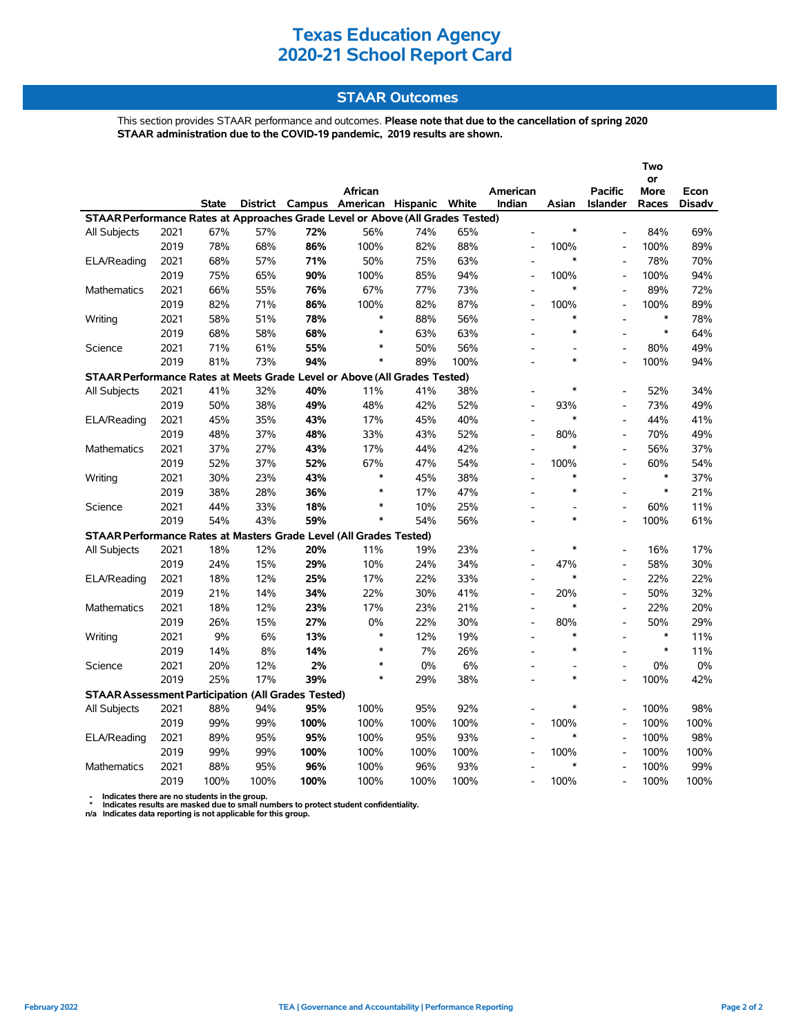# Texas Education Agency
# 2020-21 School Report Card

## STAAR Outcomes

This section provides STAAR performance and outcomes. **Please note that due to the cancellation of spring 2020 STAAR administration due to the COVID-19 pandemic, 2019 results are shown.**

| | | State | District | Campus | African American | Hispanic | White | American Indian | Asian | Pacific Islander | Two or More Races | Econ Disadv |
|---|---|---|---|---|---|---|---|---|---|---|---|---|
| **STAAR Performance Rates at Approaches Grade Level or Above (All Grades Tested)** | | | | | | | | | | | | |
| All Subjects | 2021 | 67% | 57% | **72%** | 56% | 74% | 65% | - | * | - | 84% | 69% |
| | 2019 | 78% | 68% | **86%** | 100% | 82% | 88% | - | 100% | - | 100% | 89% |
| ELA/Reading | 2021 | 68% | 57% | **71%** | 50% | 75% | 63% | - | * | - | 78% | 70% |
| | 2019 | 75% | 65% | **90%** | 100% | 85% | 94% | - | 100% | - | 100% | 94% |
| Mathematics | 2021 | 66% | 55% | **76%** | 67% | 77% | 73% | - | * | - | 89% | 72% |
| | 2019 | 82% | 71% | **86%** | 100% | 82% | 87% | - | 100% | - | 100% | 89% |
| Writing | 2021 | 58% | 51% | **78%** | * | 88% | 56% | - | * | - | * | 78% |
| | 2019 | 68% | 58% | **68%** | * | 63% | 63% | - | * | - | * | 64% |
| Science | 2021 | 71% | 61% | **55%** | * | 50% | 56% | - | - | - | 80% | 49% |
| | 2019 | 81% | 73% | **94%** | * | 89% | 100% | - | * | - | 100% | 94% |
| **STAAR Performance Rates at Meets Grade Level or Above (All Grades Tested)** | | | | | | | | | | | | |
| All Subjects | 2021 | 41% | 32% | **40%** | 11% | 41% | 38% | - | * | - | 52% | 34% |
| | 2019 | 50% | 38% | **49%** | 48% | 42% | 52% | - | 93% | - | 73% | 49% |
| ELA/Reading | 2021 | 45% | 35% | **43%** | 17% | 45% | 40% | - | * | - | 44% | 41% |
| | 2019 | 48% | 37% | **48%** | 33% | 43% | 52% | - | 80% | - | 70% | 49% |
| Mathematics | 2021 | 37% | 27% | **43%** | 17% | 44% | 42% | - | * | - | 56% | 37% |
| | 2019 | 52% | 37% | **52%** | 67% | 47% | 54% | - | 100% | - | 60% | 54% |
| Writing | 2021 | 30% | 23% | **43%** | * | 45% | 38% | - | * | - | * | 37% |
| | 2019 | 38% | 28% | **36%** | * | 17% | 47% | - | * | - | * | 21% |
| Science | 2021 | 44% | 33% | **18%** | * | 10% | 25% | - | - | - | 60% | 11% |
| | 2019 | 54% | 43% | **59%** | * | 54% | 56% | - | * | - | 100% | 61% |
| **STAAR Performance Rates at Masters Grade Level (All Grades Tested)** | | | | | | | | | | | | |
| All Subjects | 2021 | 18% | 12% | **20%** | 11% | 19% | 23% | - | * | - | 16% | 17% |
| | 2019 | 24% | 15% | **29%** | 10% | 24% | 34% | - | 47% | - | 58% | 30% |
| ELA/Reading | 2021 | 18% | 12% | **25%** | 17% | 22% | 33% | - | * | - | 22% | 22% |
| | 2019 | 21% | 14% | **34%** | 22% | 30% | 41% | - | 20% | - | 50% | 32% |
| Mathematics | 2021 | 18% | 12% | **23%** | 17% | 23% | 21% | - | * | - | 22% | 20% |
| | 2019 | 26% | 15% | **27%** | 0% | 22% | 30% | - | 80% | - | 50% | 29% |
| Writing | 2021 | 9% | 6% | **13%** | * | 12% | 19% | - | * | - | * | 11% |
| | 2019 | 14% | 8% | **14%** | * | 7% | 26% | - | * | - | * | 11% |
| Science | 2021 | 20% | 12% | **2%** | * | 0% | 6% | - | - | - | 0% | 0% |
| | 2019 | 25% | 17% | **39%** | * | 29% | 38% | - | * | - | 100% | 42% |
| **STAAR Assessment Participation (All Grades Tested)** | | | | | | | | | | | | |
| All Subjects | 2021 | 88% | 94% | **95%** | 100% | 95% | 92% | - | * | - | 100% | 98% |
| | 2019 | 99% | 99% | **100%** | 100% | 100% | 100% | - | 100% | - | 100% | 100% |
| ELA/Reading | 2021 | 89% | 95% | **95%** | 100% | 95% | 93% | - | * | - | 100% | 98% |
| | 2019 | 99% | 99% | **100%** | 100% | 100% | 100% | - | 100% | - | 100% | 100% |
| Mathematics | 2021 | 88% | 95% | **96%** | 100% | 96% | 93% | - | * | - | 100% | 99% |
| | 2019 | 100% | 100% | **100%** | 100% | 100% | 100% | - | 100% | - | 100% | 100% |

**-** Indicates there are no students in the group.
**\*** Indicates results are masked due to small numbers to protect student confidentiality.
**n/a** Indicates data reporting is not applicable for this group.